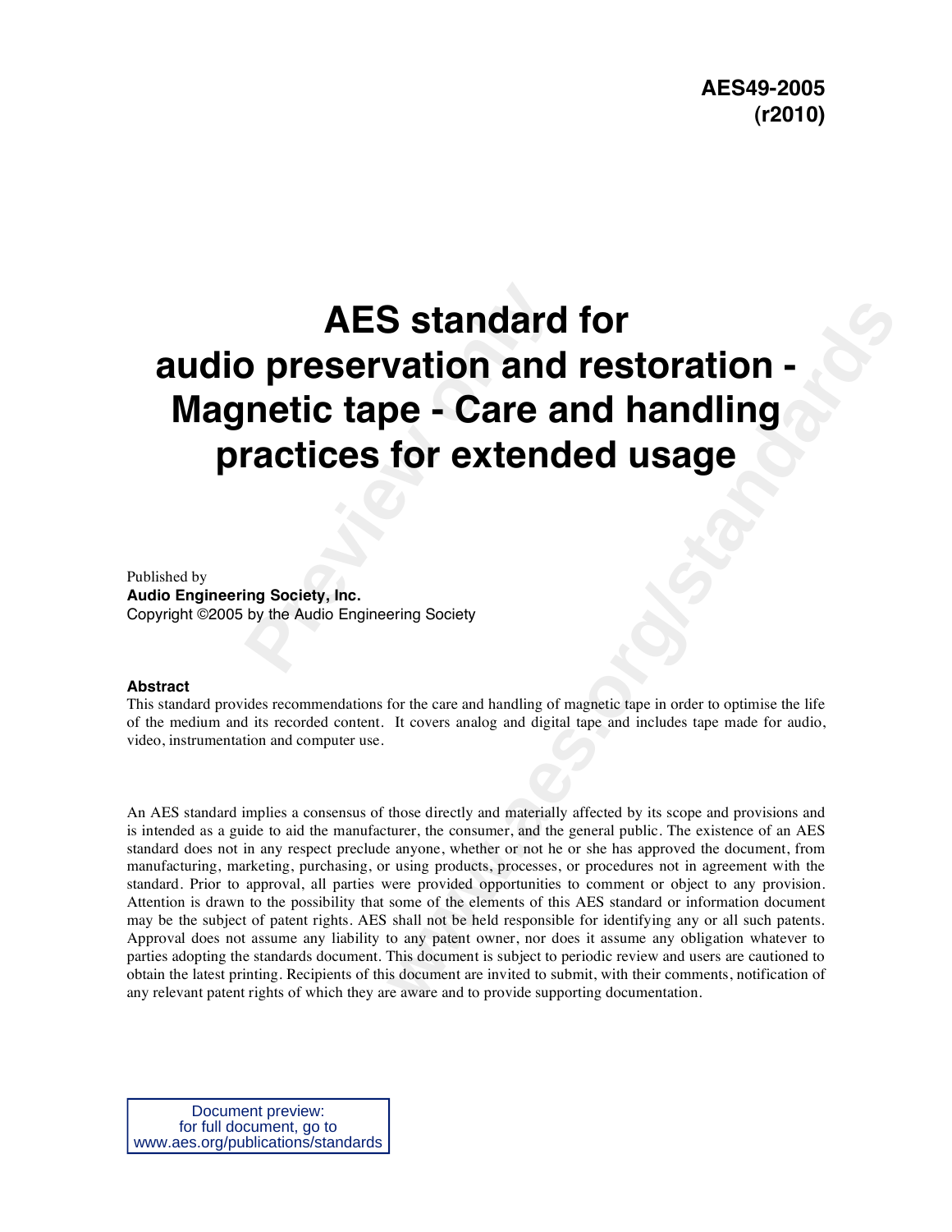**AES49-2005**
**(r2010)**

# AES standard for audio preservation and restoration - Magnetic tape - Care and handling practices for extended usage

Published by
**Audio Engineering Society, Inc.**
Copyright ©2005 by the Audio Engineering Society

**Abstract**

This standard provides recommendations for the care and handling of magnetic tape in order to optimise the life of the medium and its recorded content. It covers analog and digital tape and includes tape made for audio, video, instrumentation and computer use.

An AES standard implies a consensus of those directly and materially affected by its scope and provisions and is intended as a guide to aid the manufacturer, the consumer, and the general public. The existence of an AES standard does not in any respect preclude anyone, whether or not he or she has approved the document, from manufacturing, marketing, purchasing, or using products, processes, or procedures not in agreement with the standard. Prior to approval, all parties were provided opportunities to comment or object to any provision. Attention is drawn to the possibility that some of the elements of this AES standard or information document may be the subject of patent rights. AES shall not be held responsible for identifying any or all such patents. Approval does not assume any liability to any patent owner, nor does it assume any obligation whatever to parties adopting the standards document. This document is subject to periodic review and users are cautioned to obtain the latest printing. Recipients of this document are invited to submit, with their comments, notification of any relevant patent rights of which they are aware and to provide supporting documentation.

Document preview:
for full document, go to
www.aes.org/publications/standards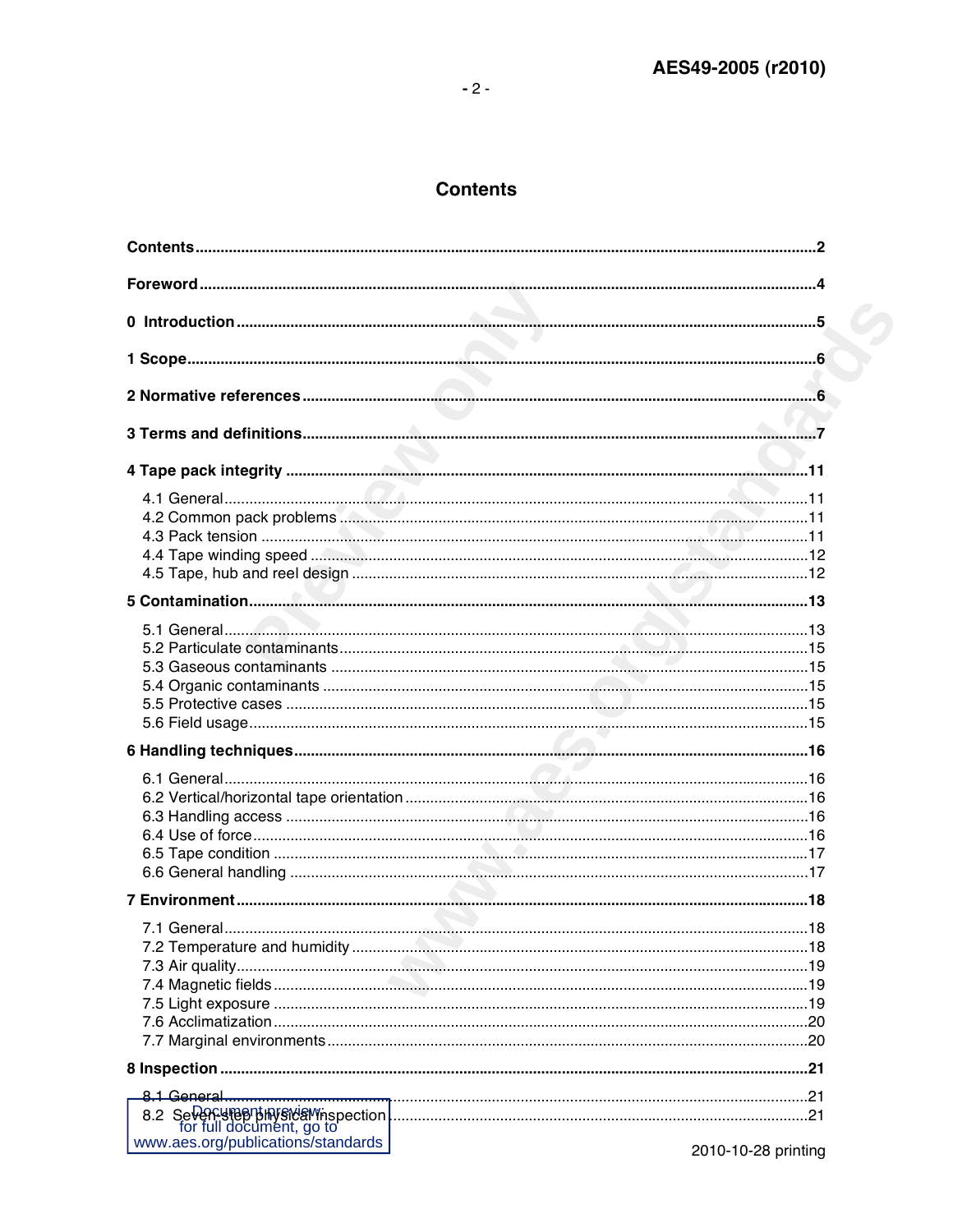# Contents

**Contents** .......... 2

**Foreword** .......... 4

**0 Introduction** .......... 5

**1 Scope** .......... 6

**2 Normative references** .......... 6

**3 Terms and definitions** .......... 7

**4 Tape pack integrity** .......... 11

- 4.1 General .......... 11
- 4.2 Common pack problems .......... 11
- 4.3 Pack tension .......... 11
- 4.4 Tape winding speed .......... 12
- 4.5 Tape, hub and reel design .......... 12

**5 Contamination** .......... 13

- 5.1 General .......... 13
- 5.2 Particulate contaminants .......... 15
- 5.3 Gaseous contaminants .......... 15
- 5.4 Organic contaminants .......... 15
- 5.5 Protective cases .......... 15
- 5.6 Field usage .......... 15

**6 Handling techniques** .......... 16

- 6.1 General .......... 16
- 6.2 Vertical/horizontal tape orientation .......... 16
- 6.3 Handling access .......... 16
- 6.4 Use of force .......... 16
- 6.5 Tape condition .......... 17
- 6.6 General handling .......... 17

**7 Environment** .......... 18

- 7.1 General .......... 18
- 7.2 Temperature and humidity .......... 18
- 7.3 Air quality .......... 19
- 7.4 Magnetic fields .......... 19
- 7.5 Light exposure .......... 19
- 7.6 Acclimatization .......... 20
- 7.7 Marginal environments .......... 20

**8 Inspection** .......... 21

- 8.1 General .......... 21
- 8.2 Seven-step physical inspection .......... 21

2010-10-28 printing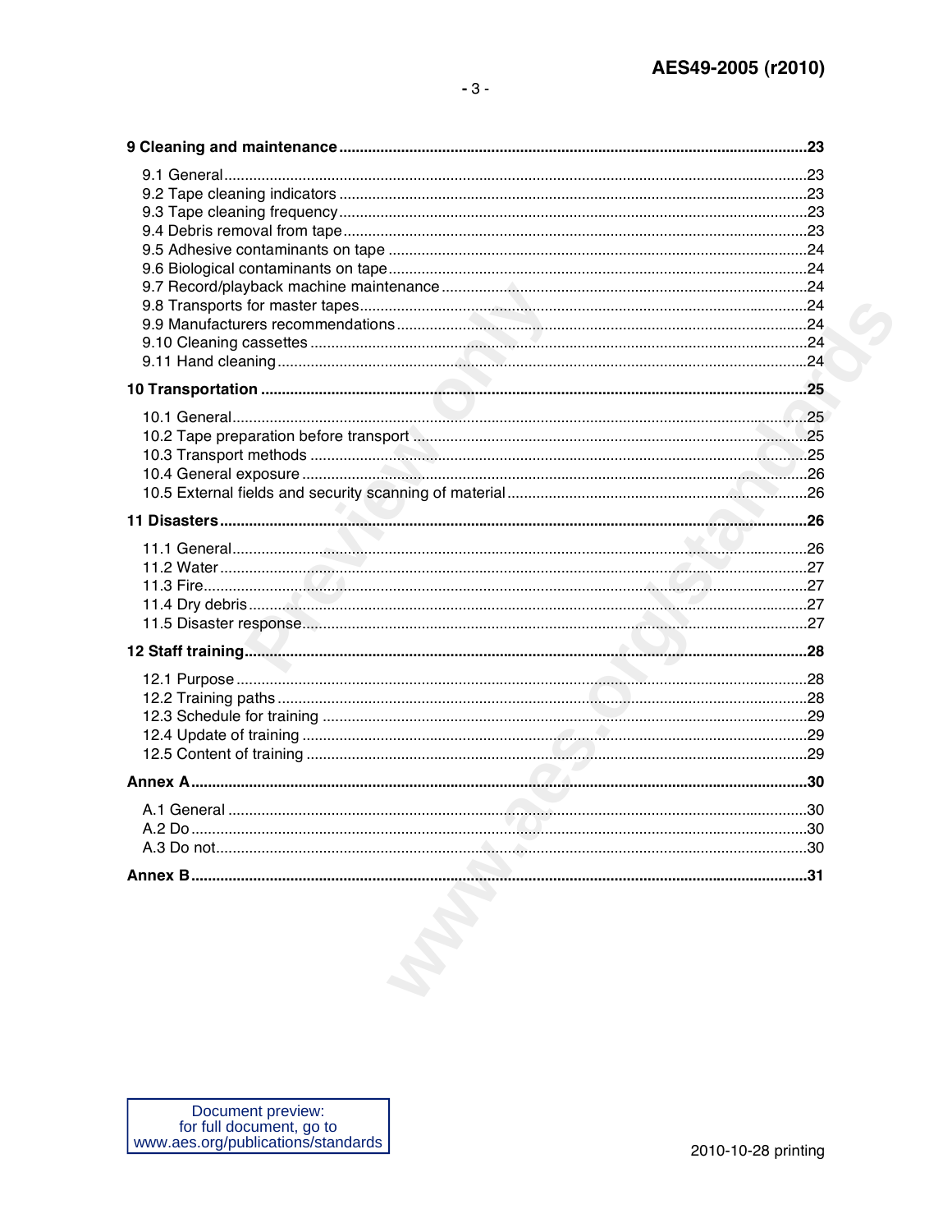**9 Cleaning and maintenance** .......... 23

- 9.1 General .......... 23
- 9.2 Tape cleaning indicators .......... 23
- 9.3 Tape cleaning frequency .......... 23
- 9.4 Debris removal from tape .......... 23
- 9.5 Adhesive contaminants on tape .......... 24
- 9.6 Biological contaminants on tape .......... 24
- 9.7 Record/playback machine maintenance .......... 24
- 9.8 Transports for master tapes .......... 24
- 9.9 Manufacturers recommendations .......... 24
- 9.10 Cleaning cassettes .......... 24
- 9.11 Hand cleaning .......... 24

**10 Transportation** .......... 25

- 10.1 General .......... 25
- 10.2 Tape preparation before transport .......... 25
- 10.3 Transport methods .......... 25
- 10.4 General exposure .......... 26
- 10.5 External fields and security scanning of material .......... 26

**11 Disasters** .......... 26

- 11.1 General .......... 26
- 11.2 Water .......... 27
- 11.3 Fire .......... 27
- 11.4 Dry debris .......... 27
- 11.5 Disaster response .......... 27

**12 Staff training** .......... 28

- 12.1 Purpose .......... 28
- 12.2 Training paths .......... 28
- 12.3 Schedule for training .......... 29
- 12.4 Update of training .......... 29
- 12.5 Content of training .......... 29

**Annex A** .......... 30

- A.1 General .......... 30
- A.2 Do .......... 30
- A.3 Do not .......... 30

**Annex B** .......... 31

Document preview:
for full document, go to
www.aes.org/publications/standards

2010-10-28 printing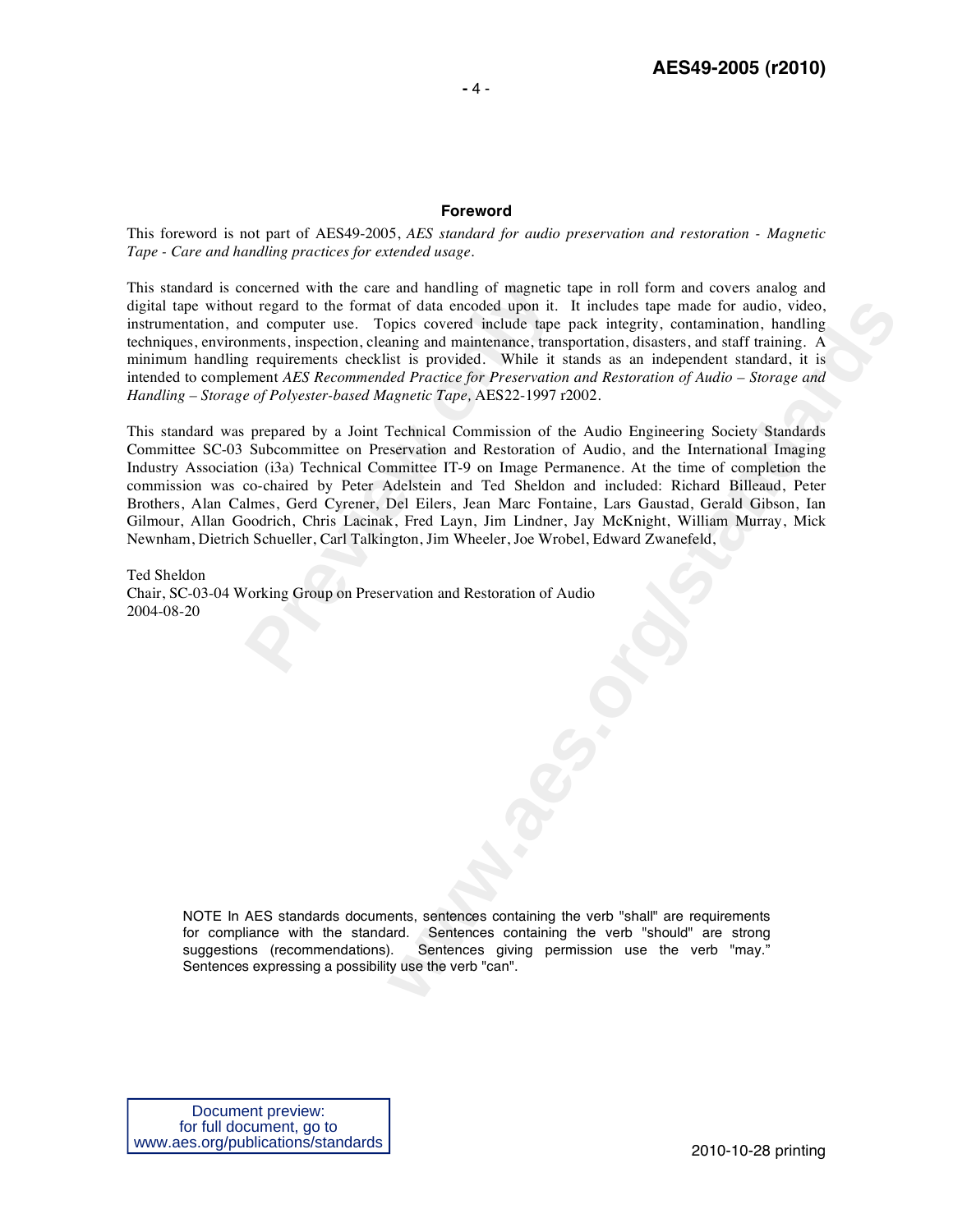## Foreword

This foreword is not part of AES49-2005, *AES standard for audio preservation and restoration - Magnetic Tape - Care and handling practices for extended usage*.

This standard is concerned with the care and handling of magnetic tape in roll form and covers analog and digital tape without regard to the format of data encoded upon it. It includes tape made for audio, video, instrumentation, and computer use. Topics covered include tape pack integrity, contamination, handling techniques, environments, inspection, cleaning and maintenance, transportation, disasters, and staff training. A minimum handling requirements checklist is provided. While it stands as an independent standard, it is intended to complement *AES Recommended Practice for Preservation and Restoration of Audio – Storage and Handling – Storage of Polyester-based Magnetic Tape*, AES22-1997 r2002.

This standard was prepared by a Joint Technical Commission of the Audio Engineering Society Standards Committee SC-03 Subcommittee on Preservation and Restoration of Audio, and the International Imaging Industry Association (i3a) Technical Committee IT-9 on Image Permanence. At the time of completion the commission was co-chaired by Peter Adelstein and Ted Sheldon and included: Richard Billeaud, Peter Brothers, Alan Calmes, Gerd Cyrener, Del Eilers, Jean Marc Fontaine, Lars Gaustad, Gerald Gibson, Ian Gilmour, Allan Goodrich, Chris Lacinak, Fred Layn, Jim Lindner, Jay McKnight, William Murray, Mick Newnham, Dietrich Schueller, Carl Talkington, Jim Wheeler, Joe Wrobel, Edward Zwanefeld,

Ted Sheldon
Chair, SC-03-04 Working Group on Preservation and Restoration of Audio
2004-08-20

NOTE In AES standards documents, sentences containing the verb "shall" are requirements for compliance with the standard. Sentences containing the verb "should" are strong suggestions (recommendations). Sentences giving permission use the verb "may." Sentences expressing a possibility use the verb "can".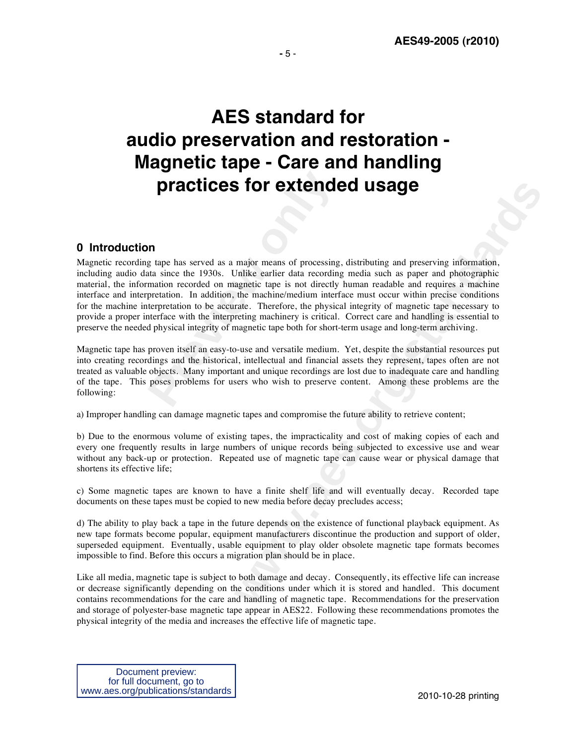# AES standard for audio preservation and restoration - Magnetic tape - Care and handling practices for extended usage

## 0 Introduction

Magnetic recording tape has served as a major means of processing, distributing and preserving information, including audio data since the 1930s. Unlike earlier data recording media such as paper and photographic material, the information recorded on magnetic tape is not directly human readable and requires a machine interface and interpretation. In addition, the machine/medium interface must occur within precise conditions for the machine interpretation to be accurate. Therefore, the physical integrity of magnetic tape necessary to provide a proper interface with the interpreting machinery is critical. Correct care and handling is essential to preserve the needed physical integrity of magnetic tape both for short-term usage and long-term archiving.

Magnetic tape has proven itself an easy-to-use and versatile medium. Yet, despite the substantial resources put into creating recordings and the historical, intellectual and financial assets they represent, tapes often are not treated as valuable objects. Many important and unique recordings are lost due to inadequate care and handling of the tape. This poses problems for users who wish to preserve content. Among these problems are the following:

a) Improper handling can damage magnetic tapes and compromise the future ability to retrieve content;

b) Due to the enormous volume of existing tapes, the impracticality and cost of making copies of each and every one frequently results in large numbers of unique records being subjected to excessive use and wear without any back-up or protection. Repeated use of magnetic tape can cause wear or physical damage that shortens its effective life;

c) Some magnetic tapes are known to have a finite shelf life and will eventually decay. Recorded tape documents on these tapes must be copied to new media before decay precludes access;

d) The ability to play back a tape in the future depends on the existence of functional playback equipment. As new tape formats become popular, equipment manufacturers discontinue the production and support of older, superseded equipment. Eventually, usable equipment to play older obsolete magnetic tape formats becomes impossible to find. Before this occurs a migration plan should be in place.

Like all media, magnetic tape is subject to both damage and decay. Consequently, its effective life can increase or decrease significantly depending on the conditions under which it is stored and handled. This document contains recommendations for the care and handling of magnetic tape. Recommendations for the preservation and storage of polyester-base magnetic tape appear in AES22. Following these recommendations promotes the physical integrity of the media and increases the effective life of magnetic tape.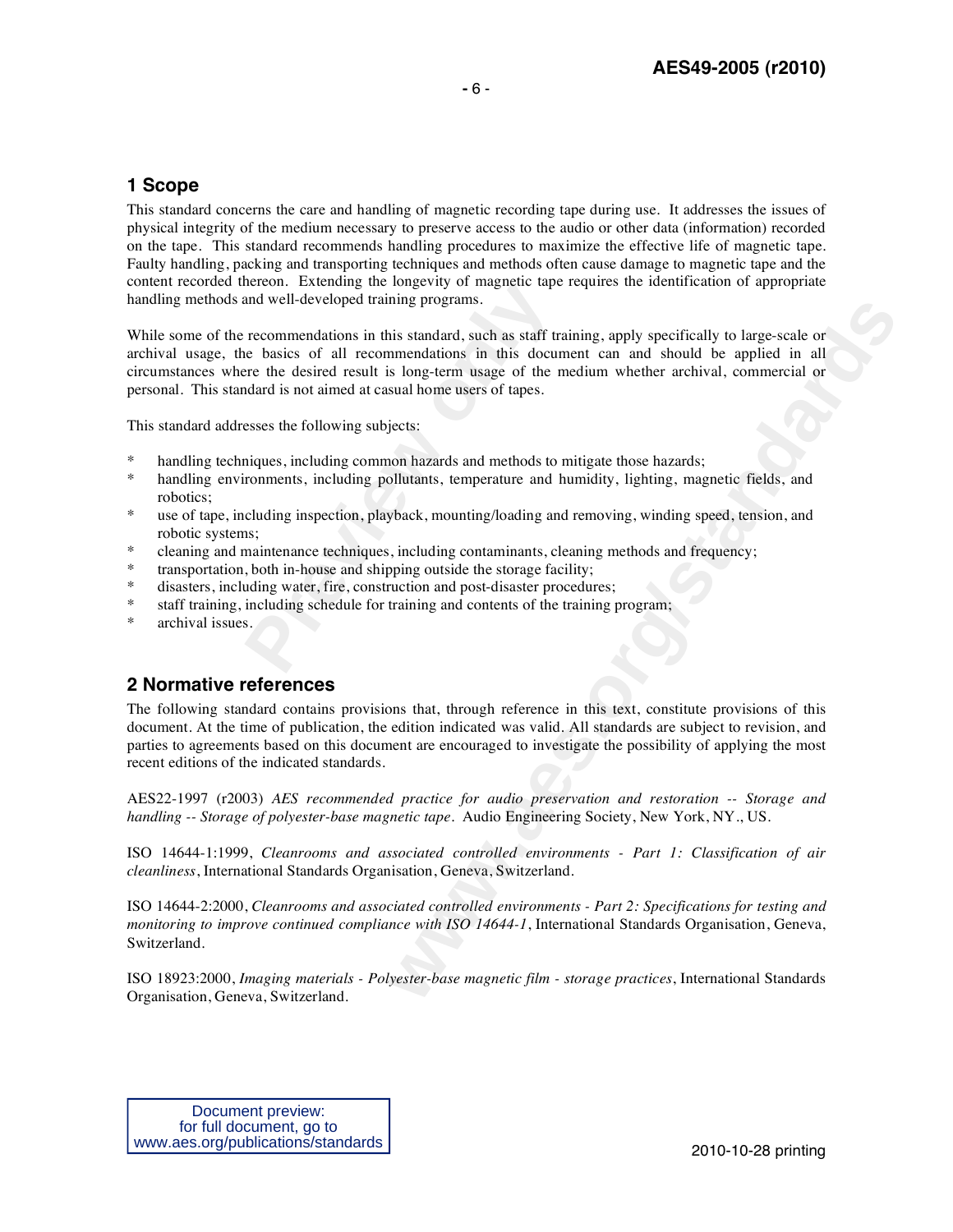## 1 Scope

This standard concerns the care and handling of magnetic recording tape during use. It addresses the issues of physical integrity of the medium necessary to preserve access to the audio or other data (information) recorded on the tape. This standard recommends handling procedures to maximize the effective life of magnetic tape. Faulty handling, packing and transporting techniques and methods often cause damage to magnetic tape and the content recorded thereon. Extending the longevity of magnetic tape requires the identification of appropriate handling methods and well-developed training programs.

While some of the recommendations in this standard, such as staff training, apply specifically to large-scale or archival usage, the basics of all recommendations in this document can and should be applied in all circumstances where the desired result is long-term usage of the medium whether archival, commercial or personal. This standard is not aimed at casual home users of tapes.

This standard addresses the following subjects:

* handling techniques, including common hazards and methods to mitigate those hazards;
* handling environments, including pollutants, temperature and humidity, lighting, magnetic fields, and robotics;
* use of tape, including inspection, playback, mounting/loading and removing, winding speed, tension, and robotic systems;
* cleaning and maintenance techniques, including contaminants, cleaning methods and frequency;
* transportation, both in-house and shipping outside the storage facility;
* disasters, including water, fire, construction and post-disaster procedures;
* staff training, including schedule for training and contents of the training program;
* archival issues.

## 2 Normative references

The following standard contains provisions that, through reference in this text, constitute provisions of this document. At the time of publication, the edition indicated was valid. All standards are subject to revision, and parties to agreements based on this document are encouraged to investigate the possibility of applying the most recent editions of the indicated standards.

AES22-1997 (r2003) *AES recommended practice for audio preservation and restoration -- Storage and handling -- Storage of polyester-base magnetic tape*. Audio Engineering Society, New York, NY., US.

ISO 14644-1:1999, *Cleanrooms and associated controlled environments - Part 1: Classification of air cleanliness*, International Standards Organisation, Geneva, Switzerland.

ISO 14644-2:2000, *Cleanrooms and associated controlled environments - Part 2: Specifications for testing and monitoring to improve continued compliance with ISO 14644-1*, International Standards Organisation, Geneva, Switzerland.

ISO 18923:2000, *Imaging materials - Polyester-base magnetic film - storage practices*, International Standards Organisation, Geneva, Switzerland.

Document preview: for full document, go to www.aes.org/publications/standards